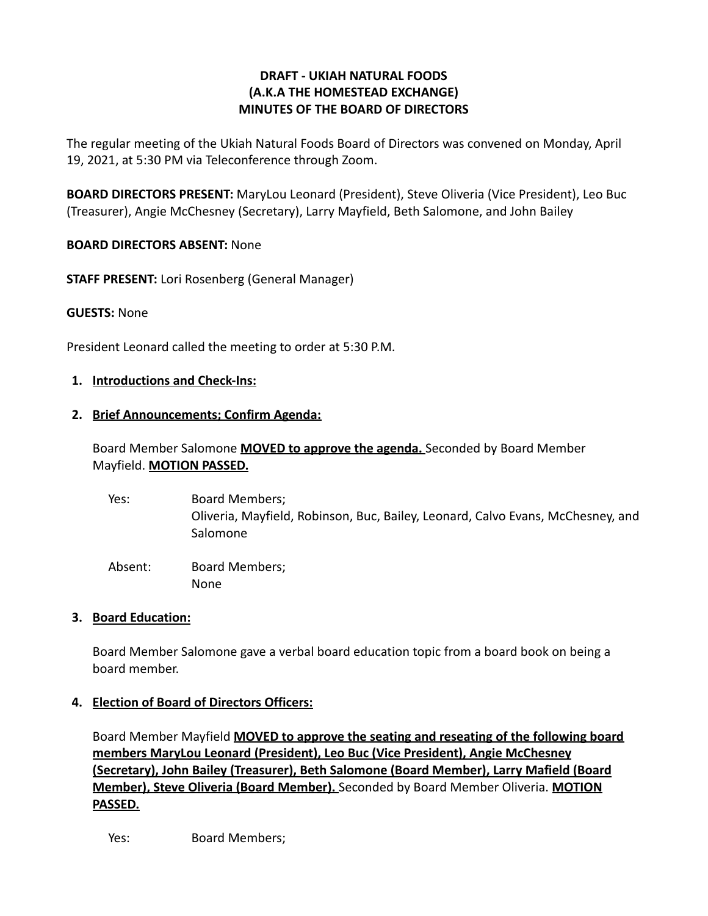**DRAFT - UKIAH NATURAL FOODS**
**(A.K.A THE HOMESTEAD EXCHANGE)**
**MINUTES OF THE BOARD OF DIRECTORS**

The regular meeting of the Ukiah Natural Foods Board of Directors was convened on Monday, April 19, 2021, at 5:30 PM via Teleconference through Zoom.

**BOARD DIRECTORS PRESENT:** MaryLou Leonard (President), Steve Oliveria (Vice President), Leo Buc (Treasurer), Angie McChesney (Secretary), Larry Mayfield, Beth Salomone, and John Bailey

**BOARD DIRECTORS ABSENT:** None

**STAFF PRESENT:** Lori Rosenberg (General Manager)

**GUESTS:** None

President Leonard called the meeting to order at 5:30 P.M.

1. **Introductions and Check-Ins:**

2. **Brief Announcements; Confirm Agenda:**

   Board Member Salomone **MOVED to approve the agenda.** Seconded by Board Member Mayfield. **MOTION PASSED.**

   Yes: Board Members;
   Oliveria, Mayfield, Robinson, Buc, Bailey, Leonard, Calvo Evans, McChesney, and Salomone

   Absent: Board Members;
   None

3. **Board Education:**

   Board Member Salomone gave a verbal board education topic from a board book on being a board member.

4. **Election of Board of Directors Officers:**

   Board Member Mayfield **MOVED to approve the seating and reseating of the following board members MaryLou Leonard (President), Leo Buc (Vice President), Angie McChesney (Secretary), John Bailey (Treasurer), Beth Salomone (Board Member), Larry Mafield (Board Member), Steve Oliveria (Board Member).** Seconded by Board Member Oliveria. **MOTION PASSED.**

   Yes: Board Members;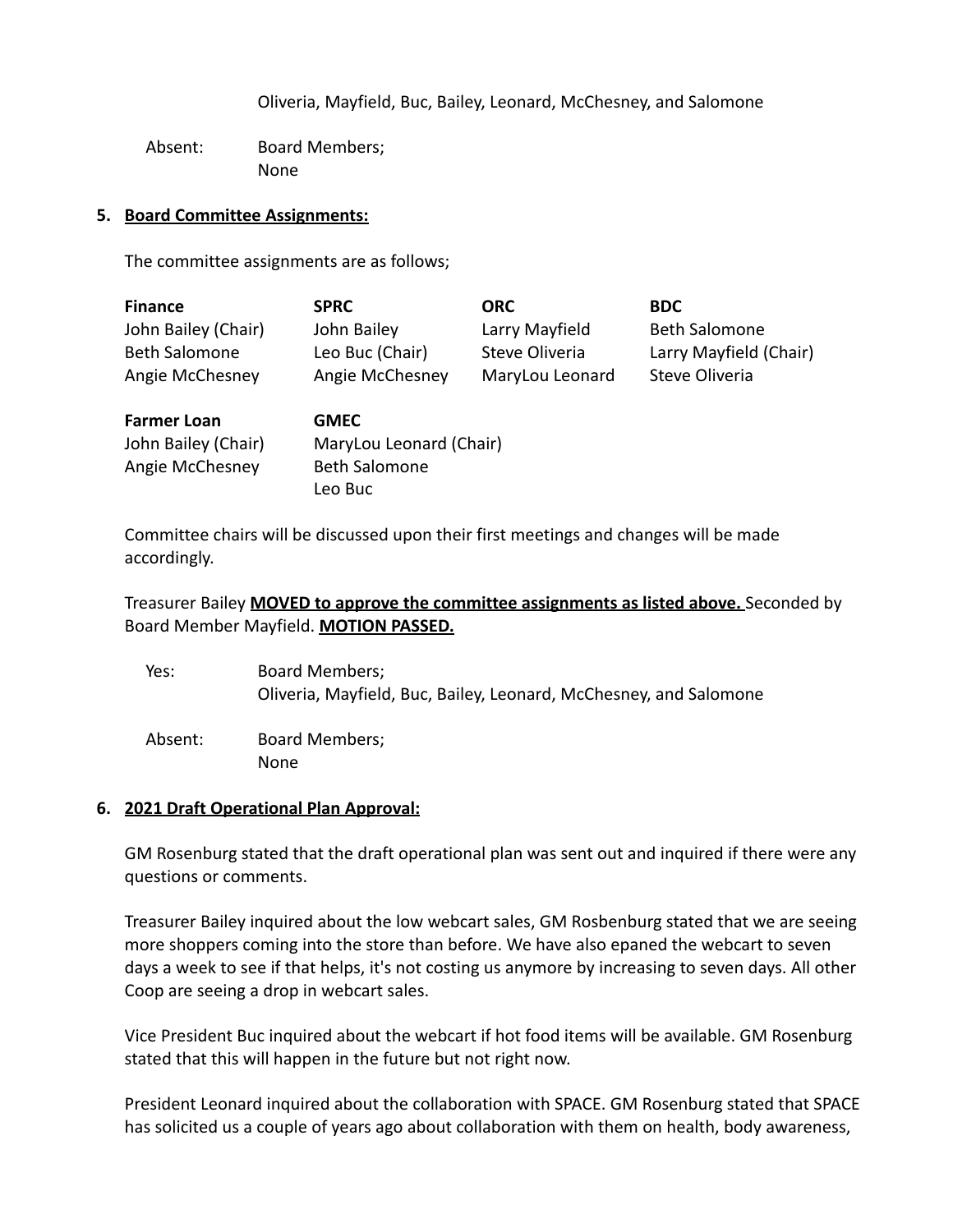Oliveria, Mayfield, Buc, Bailey, Leonard, McChesney, and Salomone

Absent: Board Members;
None

**5. Board Committee Assignments:**

The committee assignments are as follows;

| **Finance** | **SPRC** | **ORC** | **BDC** |
|---|---|---|---|
| John Bailey (Chair) | John Bailey | Larry Mayfield | Beth Salomone |
| Beth Salomone | Leo Buc (Chair) | Steve Oliveria | Larry Mayfield (Chair) |
| Angie McChesney | Angie McChesney | MaryLou Leonard | Steve Oliveria |

| **Farmer Loan** | **GMEC** |
|---|---|
| John Bailey (Chair) | MaryLou Leonard (Chair) |
| Angie McChesney | Beth Salomone |
| | Leo Buc |

Committee chairs will be discussed upon their first meetings and changes will be made accordingly.

Treasurer Bailey **MOVED to approve the committee assignments as listed above.** Seconded by Board Member Mayfield. **MOTION PASSED.**

Yes: Board Members;
Oliveria, Mayfield, Buc, Bailey, Leonard, McChesney, and Salomone

Absent: Board Members;
None

**6. 2021 Draft Operational Plan Approval:**

GM Rosenburg stated that the draft operational plan was sent out and inquired if there were any questions or comments.

Treasurer Bailey inquired about the low webcart sales, GM Rosbenburg stated that we are seeing more shoppers coming into the store than before. We have also epaned the webcart to seven days a week to see if that helps, it's not costing us anymore by increasing to seven days. All other Coop are seeing a drop in webcart sales.

Vice President Buc inquired about the webcart if hot food items will be available. GM Rosenburg stated that this will happen in the future but not right now.

President Leonard inquired about the collaboration with SPACE. GM Rosenburg stated that SPACE has solicited us a couple of years ago about collaboration with them on health, body awareness,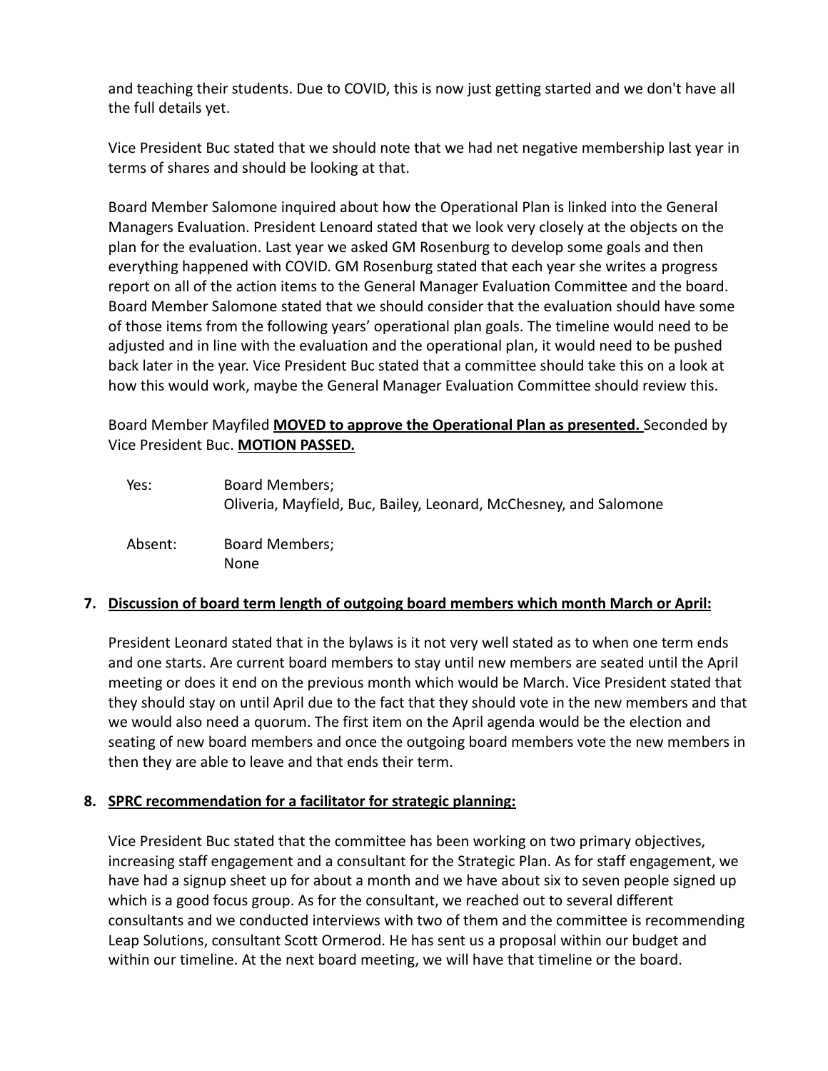and teaching their students. Due to COVID, this is now just getting started and we don't have all the full details yet.

Vice President Buc stated that we should note that we had net negative membership last year in terms of shares and should be looking at that.

Board Member Salomone inquired about how the Operational Plan is linked into the General Managers Evaluation. President Lenoard stated that we look very closely at the objects on the plan for the evaluation. Last year we asked GM Rosenburg to develop some goals and then everything happened with COVID. GM Rosenburg stated that each year she writes a progress report on all of the action items to the General Manager Evaluation Committee and the board. Board Member Salomone stated that we should consider that the evaluation should have some of those items from the following years' operational plan goals. The timeline would need to be adjusted and in line with the evaluation and the operational plan, it would need to be pushed back later in the year. Vice President Buc stated that a committee should take this on a look at how this would work, maybe the General Manager Evaluation Committee should review this.

Board Member Mayfiled **MOVED to approve the Operational Plan as presented.** Seconded by Vice President Buc. **MOTION PASSED.**

| | |
|---|---|
| Yes: | Board Members; Oliveria, Mayfield, Buc, Bailey, Leonard, McChesney, and Salomone |
| Absent: | Board Members; None |

**7. Discussion of board term length of outgoing board members which month March or April:**

President Leonard stated that in the bylaws is it not very well stated as to when one term ends and one starts. Are current board members to stay until new members are seated until the April meeting or does it end on the previous month which would be March. Vice President stated that they should stay on until April due to the fact that they should vote in the new members and that we would also need a quorum. The first item on the April agenda would be the election and seating of new board members and once the outgoing board members vote the new members in then they are able to leave and that ends their term.

**8. SPRC recommendation for a facilitator for strategic planning:**

Vice President Buc stated that the committee has been working on two primary objectives, increasing staff engagement and a consultant for the Strategic Plan. As for staff engagement, we have had a signup sheet up for about a month and we have about six to seven people signed up which is a good focus group. As for the consultant, we reached out to several different consultants and we conducted interviews with two of them and the committee is recommending Leap Solutions, consultant Scott Ormerod. He has sent us a proposal within our budget and within our timeline. At the next board meeting, we will have that timeline or the board.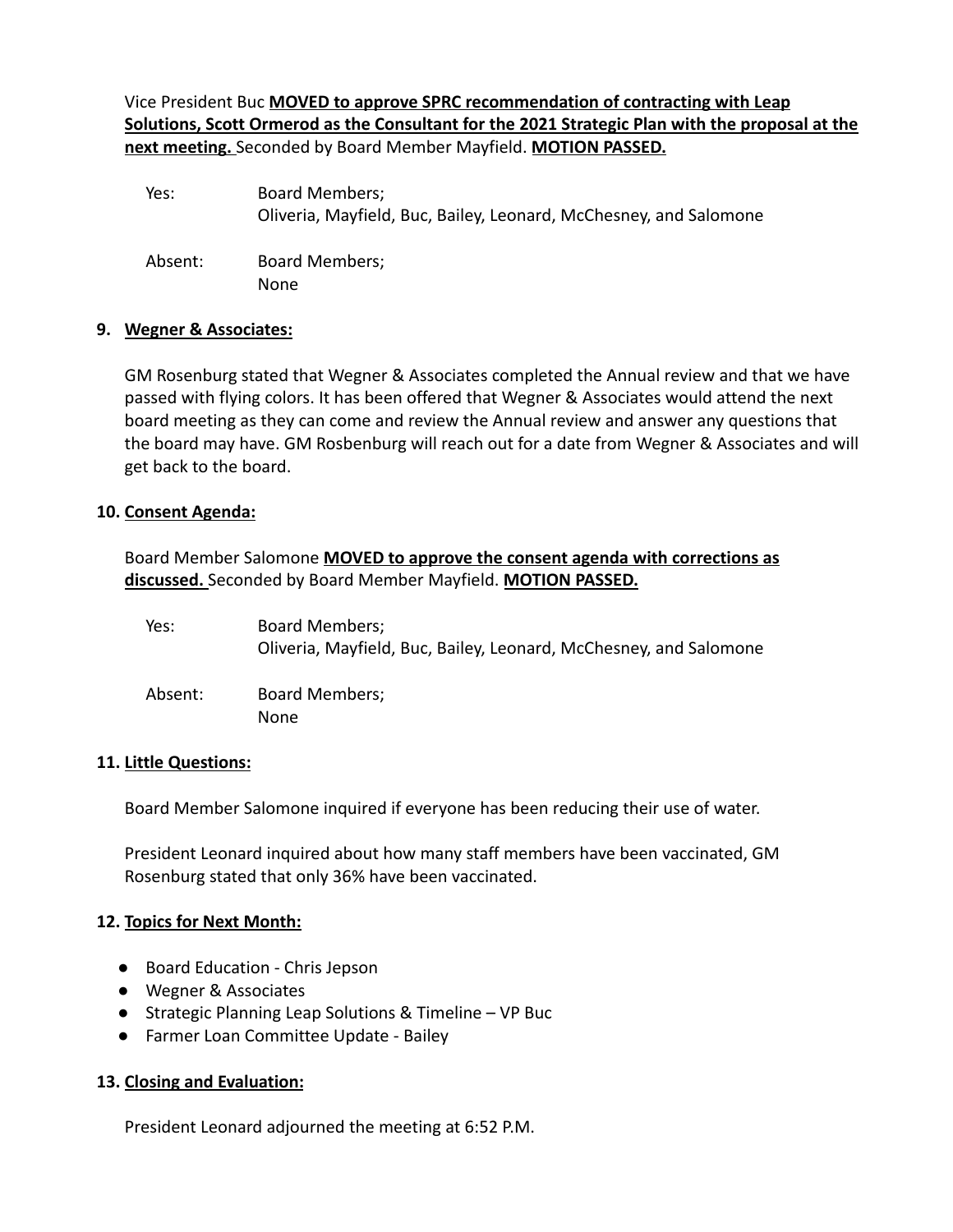Vice President Buc **MOVED to approve SPRC recommendation of contracting with Leap Solutions, Scott Ormerod as the Consultant for the 2021 Strategic Plan with the proposal at the next meeting.** Seconded by Board Member Mayfield. **MOTION PASSED.**

| | |
|---|---|
| Yes: | Board Members; Oliveria, Mayfield, Buc, Bailey, Leonard, McChesney, and Salomone |
| Absent: | Board Members; None |

## 9. Wegner & Associates:

GM Rosenburg stated that Wegner & Associates completed the Annual review and that we have passed with flying colors. It has been offered that Wegner & Associates would attend the next board meeting as they can come and review the Annual review and answer any questions that the board may have. GM Rosbenburg will reach out for a date from Wegner & Associates and will get back to the board.

## 10. Consent Agenda:

Board Member Salomone **MOVED to approve the consent agenda with corrections as discussed.** Seconded by Board Member Mayfield. **MOTION PASSED.**

| | |
|---|---|
| Yes: | Board Members; Oliveria, Mayfield, Buc, Bailey, Leonard, McChesney, and Salomone |
| Absent: | Board Members; None |

## 11. Little Questions:

Board Member Salomone inquired if everyone has been reducing their use of water.

President Leonard inquired about how many staff members have been vaccinated, GM Rosenburg stated that only 36% have been vaccinated.

## 12. Topics for Next Month:

- Board Education - Chris Jepson
- Wegner & Associates
- Strategic Planning Leap Solutions & Timeline – VP Buc
- Farmer Loan Committee Update - Bailey

## 13. Closing and Evaluation:

President Leonard adjourned the meeting at 6:52 P.M.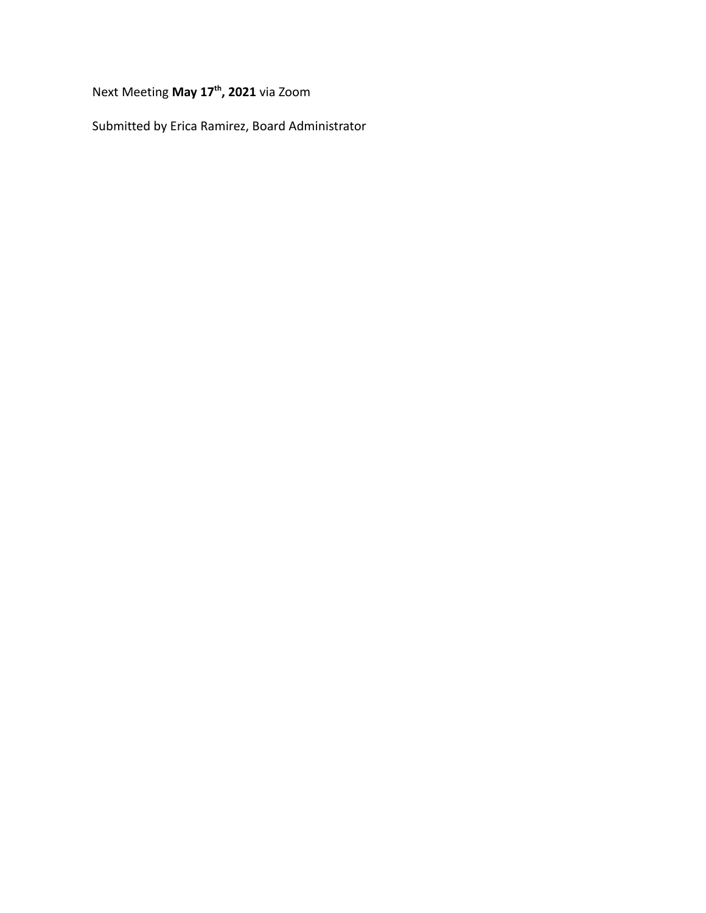Next Meeting **May 17th, 2021** via Zoom

Submitted by Erica Ramirez, Board Administrator